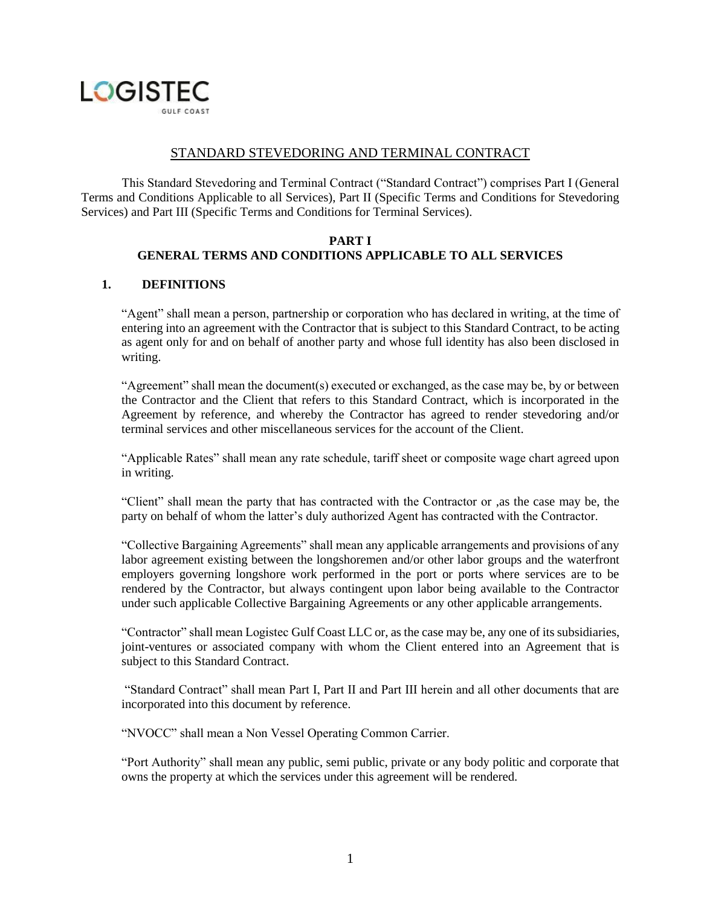LOGISTEC
GULF COAST

# STANDARD STEVEDORING AND TERMINAL CONTRACT

This Standard Stevedoring and Terminal Contract ("Standard Contract") comprises Part I (General Terms and Conditions Applicable to all Services), Part II (Specific Terms and Conditions for Stevedoring Services) and Part III (Specific Terms and Conditions for Terminal Services).

## PART I
## GENERAL TERMS AND CONDITIONS APPLICABLE TO ALL SERVICES

### 1. DEFINITIONS

"Agent" shall mean a person, partnership or corporation who has declared in writing, at the time of entering into an agreement with the Contractor that is subject to this Standard Contract, to be acting as agent only for and on behalf of another party and whose full identity has also been disclosed in writing.

"Agreement" shall mean the document(s) executed or exchanged, as the case may be, by or between the Contractor and the Client that refers to this Standard Contract, which is incorporated in the Agreement by reference, and whereby the Contractor has agreed to render stevedoring and/or terminal services and other miscellaneous services for the account of the Client.

"Applicable Rates" shall mean any rate schedule, tariff sheet or composite wage chart agreed upon in writing.

"Client" shall mean the party that has contracted with the Contractor or ,as the case may be, the party on behalf of whom the latter's duly authorized Agent has contracted with the Contractor.

"Collective Bargaining Agreements" shall mean any applicable arrangements and provisions of any labor agreement existing between the longshoremen and/or other labor groups and the waterfront employers governing longshore work performed in the port or ports where services are to be rendered by the Contractor, but always contingent upon labor being available to the Contractor under such applicable Collective Bargaining Agreements or any other applicable arrangements.

"Contractor" shall mean Logistec Gulf Coast LLC or, as the case may be, any one of its subsidiaries, joint-ventures or associated company with whom the Client entered into an Agreement that is subject to this Standard Contract.

"Standard Contract" shall mean Part I, Part II and Part III herein and all other documents that are incorporated into this document by reference.

"NVOCC" shall mean a Non Vessel Operating Common Carrier.

"Port Authority" shall mean any public, semi public, private or any body politic and corporate that owns the property at which the services under this agreement will be rendered.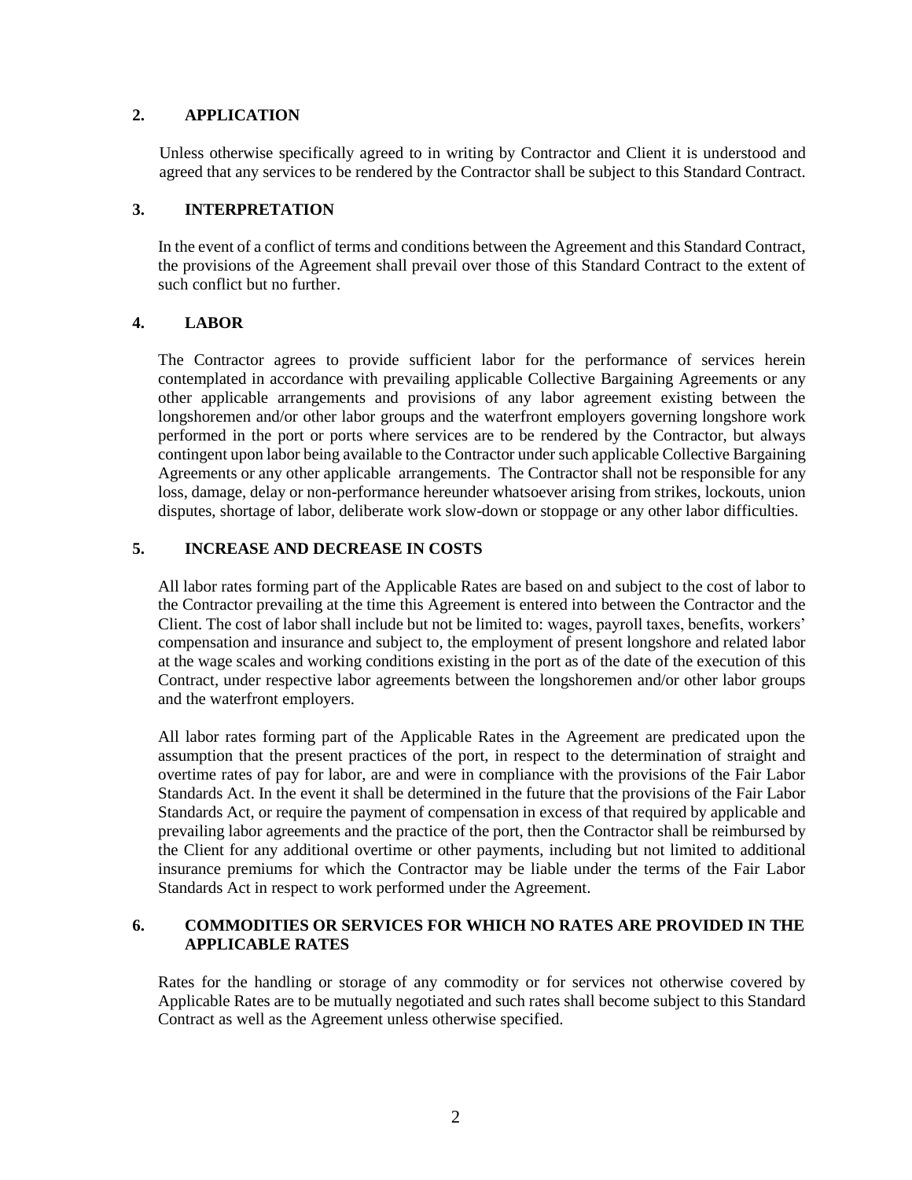## 2. APPLICATION

Unless otherwise specifically agreed to in writing by Contractor and Client it is understood and agreed that any services to be rendered by the Contractor shall be subject to this Standard Contract.

## 3. INTERPRETATION

In the event of a conflict of terms and conditions between the Agreement and this Standard Contract, the provisions of the Agreement shall prevail over those of this Standard Contract to the extent of such conflict but no further.

## 4. LABOR

The Contractor agrees to provide sufficient labor for the performance of services herein contemplated in accordance with prevailing applicable Collective Bargaining Agreements or any other applicable arrangements and provisions of any labor agreement existing between the longshoremen and/or other labor groups and the waterfront employers governing longshore work performed in the port or ports where services are to be rendered by the Contractor, but always contingent upon labor being available to the Contractor under such applicable Collective Bargaining Agreements or any other applicable arrangements. The Contractor shall not be responsible for any loss, damage, delay or non-performance hereunder whatsoever arising from strikes, lockouts, union disputes, shortage of labor, deliberate work slow-down or stoppage or any other labor difficulties.

## 5. INCREASE AND DECREASE IN COSTS

All labor rates forming part of the Applicable Rates are based on and subject to the cost of labor to the Contractor prevailing at the time this Agreement is entered into between the Contractor and the Client. The cost of labor shall include but not be limited to: wages, payroll taxes, benefits, workers' compensation and insurance and subject to, the employment of present longshore and related labor at the wage scales and working conditions existing in the port as of the date of the execution of this Contract, under respective labor agreements between the longshoremen and/or other labor groups and the waterfront employers.

All labor rates forming part of the Applicable Rates in the Agreement are predicated upon the assumption that the present practices of the port, in respect to the determination of straight and overtime rates of pay for labor, are and were in compliance with the provisions of the Fair Labor Standards Act. In the event it shall be determined in the future that the provisions of the Fair Labor Standards Act, or require the payment of compensation in excess of that required by applicable and prevailing labor agreements and the practice of the port, then the Contractor shall be reimbursed by the Client for any additional overtime or other payments, including but not limited to additional insurance premiums for which the Contractor may be liable under the terms of the Fair Labor Standards Act in respect to work performed under the Agreement.

## 6. COMMODITIES OR SERVICES FOR WHICH NO RATES ARE PROVIDED IN THE APPLICABLE RATES

Rates for the handling or storage of any commodity or for services not otherwise covered by Applicable Rates are to be mutually negotiated and such rates shall become subject to this Standard Contract as well as the Agreement unless otherwise specified.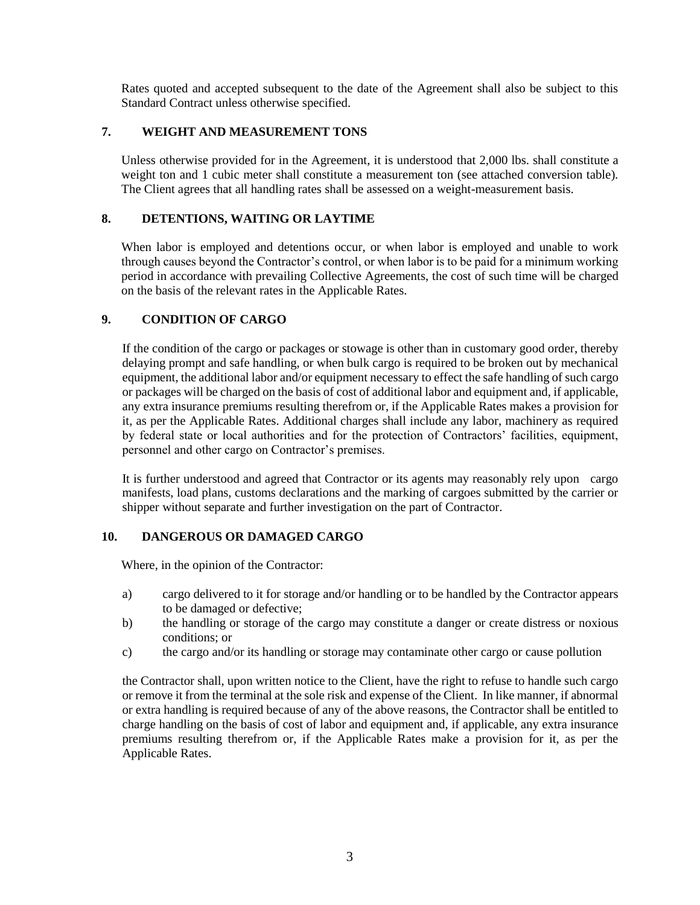Rates quoted and accepted subsequent to the date of the Agreement shall also be subject to this Standard Contract unless otherwise specified.

## 7. WEIGHT AND MEASUREMENT TONS

Unless otherwise provided for in the Agreement, it is understood that 2,000 lbs. shall constitute a weight ton and 1 cubic meter shall constitute a measurement ton (see attached conversion table). The Client agrees that all handling rates shall be assessed on a weight-measurement basis.

## 8. DETENTIONS, WAITING OR LAYTIME

When labor is employed and detentions occur, or when labor is employed and unable to work through causes beyond the Contractor's control, or when labor is to be paid for a minimum working period in accordance with prevailing Collective Agreements, the cost of such time will be charged on the basis of the relevant rates in the Applicable Rates.

## 9. CONDITION OF CARGO

If the condition of the cargo or packages or stowage is other than in customary good order, thereby delaying prompt and safe handling, or when bulk cargo is required to be broken out by mechanical equipment, the additional labor and/or equipment necessary to effect the safe handling of such cargo or packages will be charged on the basis of cost of additional labor and equipment and, if applicable, any extra insurance premiums resulting therefrom or, if the Applicable Rates makes a provision for it, as per the Applicable Rates. Additional charges shall include any labor, machinery as required by federal state or local authorities and for the protection of Contractors' facilities, equipment, personnel and other cargo on Contractor's premises.

It is further understood and agreed that Contractor or its agents may reasonably rely upon cargo manifests, load plans, customs declarations and the marking of cargoes submitted by the carrier or shipper without separate and further investigation on the part of Contractor.

## 10. DANGEROUS OR DAMAGED CARGO

Where, in the opinion of the Contractor:

a) cargo delivered to it for storage and/or handling or to be handled by the Contractor appears to be damaged or defective;
b) the handling or storage of the cargo may constitute a danger or create distress or noxious conditions; or
c) the cargo and/or its handling or storage may contaminate other cargo or cause pollution

the Contractor shall, upon written notice to the Client, have the right to refuse to handle such cargo or remove it from the terminal at the sole risk and expense of the Client. In like manner, if abnormal or extra handling is required because of any of the above reasons, the Contractor shall be entitled to charge handling on the basis of cost of labor and equipment and, if applicable, any extra insurance premiums resulting therefrom or, if the Applicable Rates make a provision for it, as per the Applicable Rates.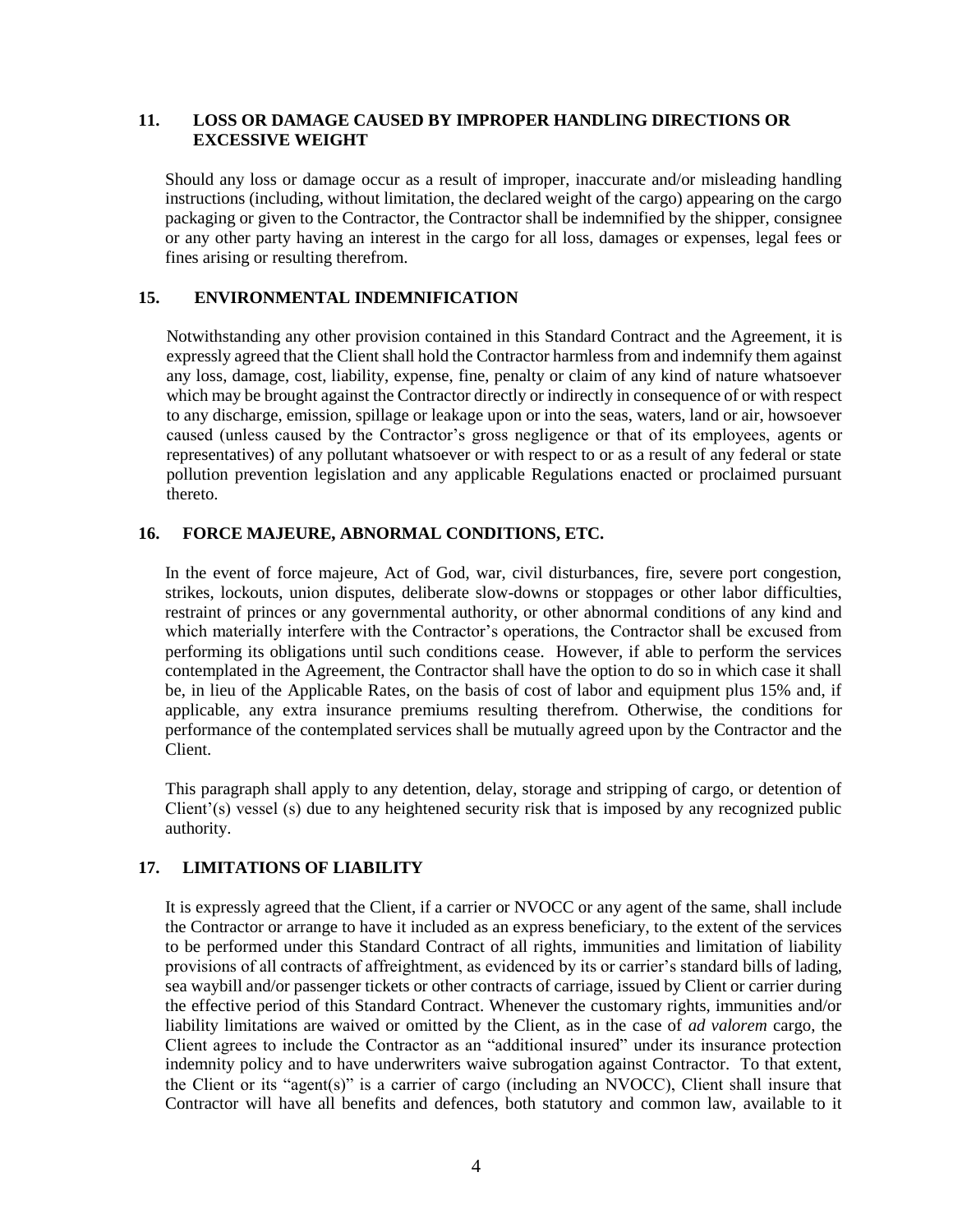## 11. LOSS OR DAMAGE CAUSED BY IMPROPER HANDLING DIRECTIONS OR EXCESSIVE WEIGHT

Should any loss or damage occur as a result of improper, inaccurate and/or misleading handling instructions (including, without limitation, the declared weight of the cargo) appearing on the cargo packaging or given to the Contractor, the Contractor shall be indemnified by the shipper, consignee or any other party having an interest in the cargo for all loss, damages or expenses, legal fees or fines arising or resulting therefrom.

## 15. ENVIRONMENTAL INDEMNIFICATION

Notwithstanding any other provision contained in this Standard Contract and the Agreement, it is expressly agreed that the Client shall hold the Contractor harmless from and indemnify them against any loss, damage, cost, liability, expense, fine, penalty or claim of any kind of nature whatsoever which may be brought against the Contractor directly or indirectly in consequence of or with respect to any discharge, emission, spillage or leakage upon or into the seas, waters, land or air, howsoever caused (unless caused by the Contractor's gross negligence or that of its employees, agents or representatives) of any pollutant whatsoever or with respect to or as a result of any federal or state pollution prevention legislation and any applicable Regulations enacted or proclaimed pursuant thereto.

## 16. FORCE MAJEURE, ABNORMAL CONDITIONS, ETC.

In the event of force majeure, Act of God, war, civil disturbances, fire, severe port congestion, strikes, lockouts, union disputes, deliberate slow-downs or stoppages or other labor difficulties, restraint of princes or any governmental authority, or other abnormal conditions of any kind and which materially interfere with the Contractor's operations, the Contractor shall be excused from performing its obligations until such conditions cease. However, if able to perform the services contemplated in the Agreement, the Contractor shall have the option to do so in which case it shall be, in lieu of the Applicable Rates, on the basis of cost of labor and equipment plus 15% and, if applicable, any extra insurance premiums resulting therefrom. Otherwise, the conditions for performance of the contemplated services shall be mutually agreed upon by the Contractor and the Client.

This paragraph shall apply to any detention, delay, storage and stripping of cargo, or detention of Client'(s) vessel (s) due to any heightened security risk that is imposed by any recognized public authority.

## 17. LIMITATIONS OF LIABILITY

It is expressly agreed that the Client, if a carrier or NVOCC or any agent of the same, shall include the Contractor or arrange to have it included as an express beneficiary, to the extent of the services to be performed under this Standard Contract of all rights, immunities and limitation of liability provisions of all contracts of affreightment, as evidenced by its or carrier's standard bills of lading, sea waybill and/or passenger tickets or other contracts of carriage, issued by Client or carrier during the effective period of this Standard Contract. Whenever the customary rights, immunities and/or liability limitations are waived or omitted by the Client, as in the case of *ad valorem* cargo, the Client agrees to include the Contractor as an "additional insured" under its insurance protection indemnity policy and to have underwriters waive subrogation against Contractor. To that extent, the Client or its "agent(s)" is a carrier of cargo (including an NVOCC), Client shall insure that Contractor will have all benefits and defences, both statutory and common law, available to it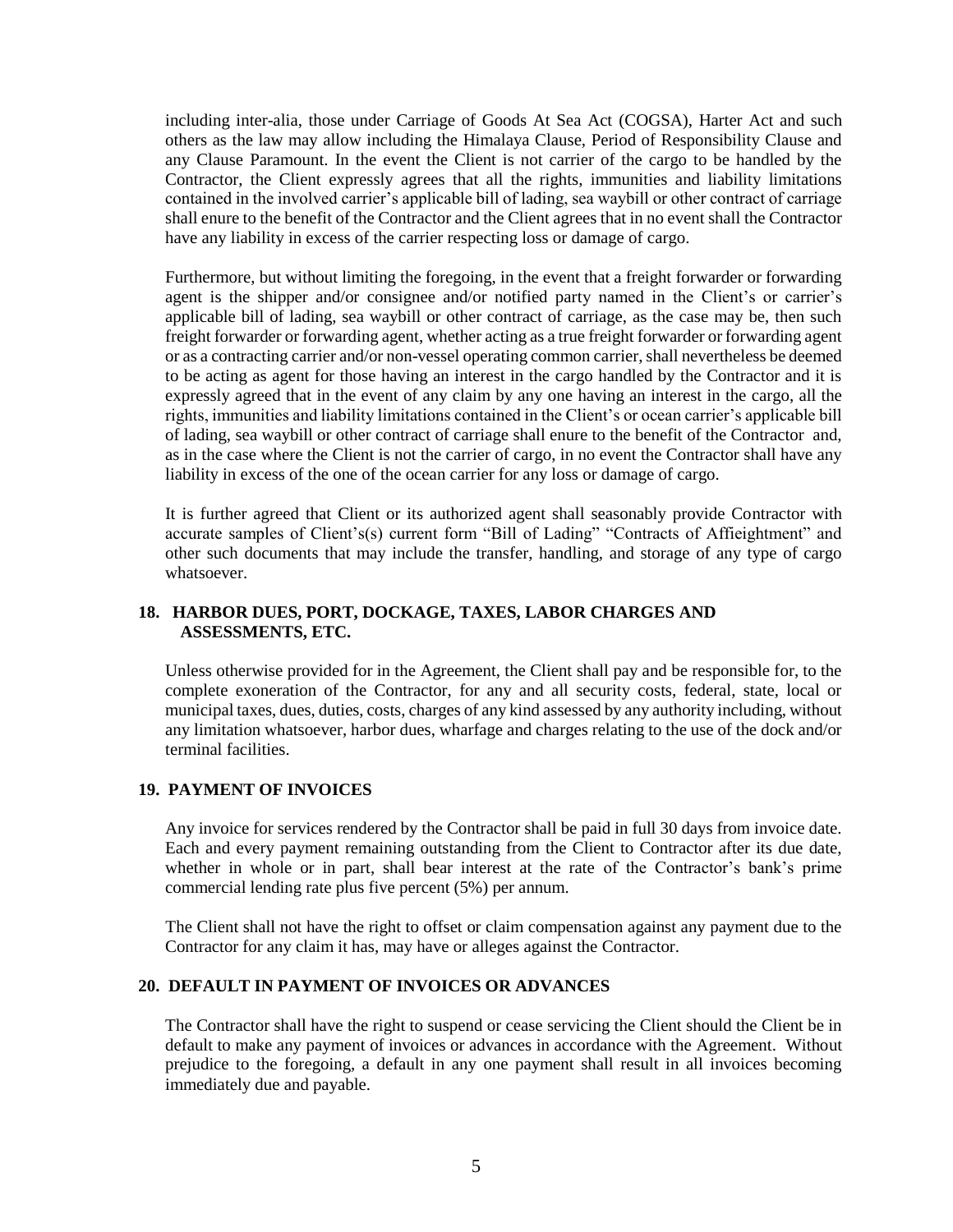including inter-alia, those under Carriage of Goods At Sea Act (COGSA), Harter Act and such others as the law may allow including the Himalaya Clause, Period of Responsibility Clause and any Clause Paramount. In the event the Client is not carrier of the cargo to be handled by the Contractor, the Client expressly agrees that all the rights, immunities and liability limitations contained in the involved carrier's applicable bill of lading, sea waybill or other contract of carriage shall enure to the benefit of the Contractor and the Client agrees that in no event shall the Contractor have any liability in excess of the carrier respecting loss or damage of cargo.

Furthermore, but without limiting the foregoing, in the event that a freight forwarder or forwarding agent is the shipper and/or consignee and/or notified party named in the Client's or carrier's applicable bill of lading, sea waybill or other contract of carriage, as the case may be, then such freight forwarder or forwarding agent, whether acting as a true freight forwarder or forwarding agent or as a contracting carrier and/or non-vessel operating common carrier, shall nevertheless be deemed to be acting as agent for those having an interest in the cargo handled by the Contractor and it is expressly agreed that in the event of any claim by any one having an interest in the cargo, all the rights, immunities and liability limitations contained in the Client's or ocean carrier's applicable bill of lading, sea waybill or other contract of carriage shall enure to the benefit of the Contractor and, as in the case where the Client is not the carrier of cargo, in no event the Contractor shall have any liability in excess of the one of the ocean carrier for any loss or damage of cargo.

It is further agreed that Client or its authorized agent shall seasonably provide Contractor with accurate samples of Client's(s) current form "Bill of Lading" "Contracts of Affieightment" and other such documents that may include the transfer, handling, and storage of any type of cargo whatsoever.

## 18. HARBOR DUES, PORT, DOCKAGE, TAXES, LABOR CHARGES AND ASSESSMENTS, ETC.

Unless otherwise provided for in the Agreement, the Client shall pay and be responsible for, to the complete exoneration of the Contractor, for any and all security costs, federal, state, local or municipal taxes, dues, duties, costs, charges of any kind assessed by any authority including, without any limitation whatsoever, harbor dues, wharfage and charges relating to the use of the dock and/or terminal facilities.

## 19. PAYMENT OF INVOICES

Any invoice for services rendered by the Contractor shall be paid in full 30 days from invoice date. Each and every payment remaining outstanding from the Client to Contractor after its due date, whether in whole or in part, shall bear interest at the rate of the Contractor's bank's prime commercial lending rate plus five percent (5%) per annum.

The Client shall not have the right to offset or claim compensation against any payment due to the Contractor for any claim it has, may have or alleges against the Contractor.

## 20. DEFAULT IN PAYMENT OF INVOICES OR ADVANCES

The Contractor shall have the right to suspend or cease servicing the Client should the Client be in default to make any payment of invoices or advances in accordance with the Agreement. Without prejudice to the foregoing, a default in any one payment shall result in all invoices becoming immediately due and payable.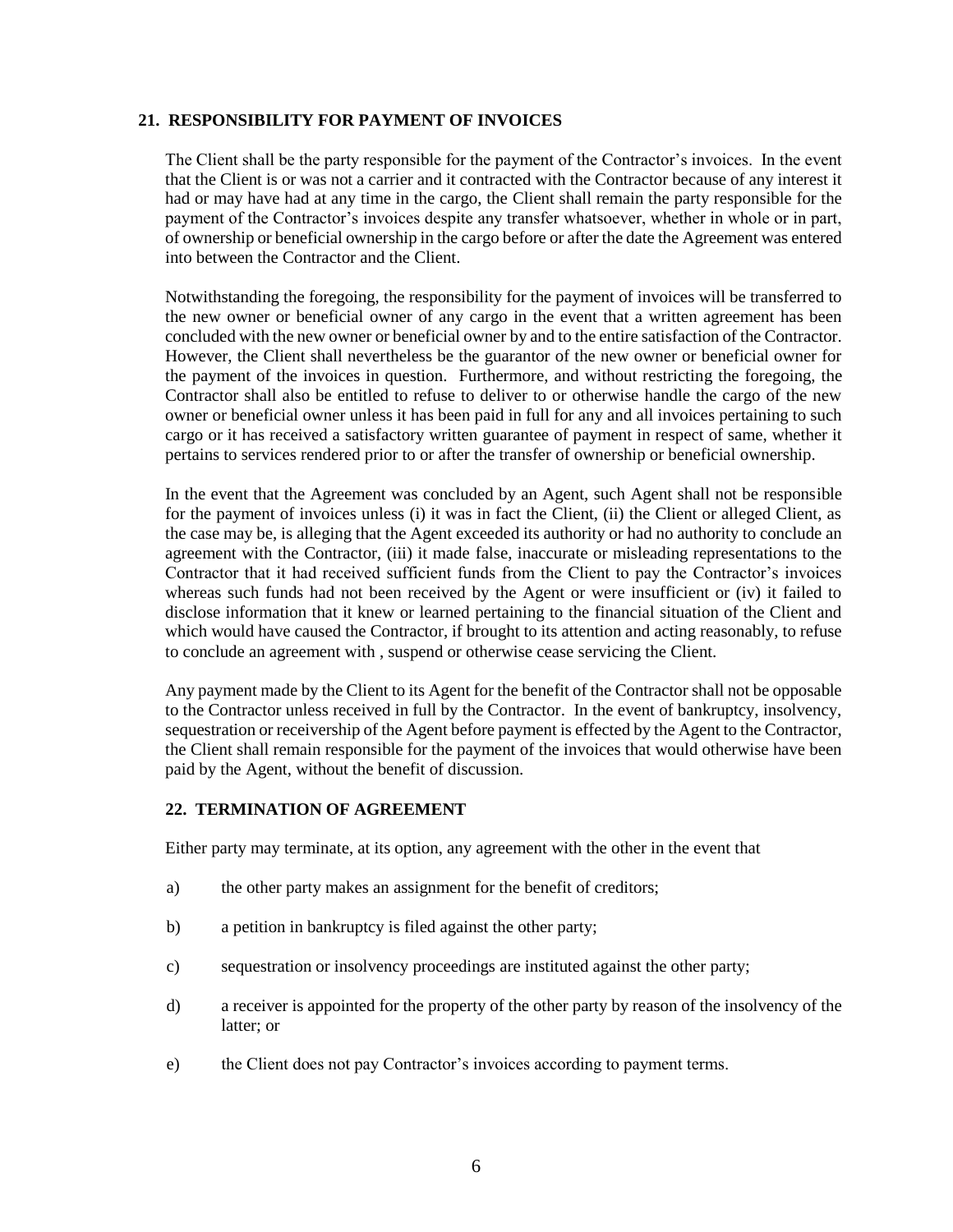## 21. RESPONSIBILITY FOR PAYMENT OF INVOICES

The Client shall be the party responsible for the payment of the Contractor's invoices. In the event that the Client is or was not a carrier and it contracted with the Contractor because of any interest it had or may have had at any time in the cargo, the Client shall remain the party responsible for the payment of the Contractor's invoices despite any transfer whatsoever, whether in whole or in part, of ownership or beneficial ownership in the cargo before or after the date the Agreement was entered into between the Contractor and the Client.

Notwithstanding the foregoing, the responsibility for the payment of invoices will be transferred to the new owner or beneficial owner of any cargo in the event that a written agreement has been concluded with the new owner or beneficial owner by and to the entire satisfaction of the Contractor. However, the Client shall nevertheless be the guarantor of the new owner or beneficial owner for the payment of the invoices in question. Furthermore, and without restricting the foregoing, the Contractor shall also be entitled to refuse to deliver to or otherwise handle the cargo of the new owner or beneficial owner unless it has been paid in full for any and all invoices pertaining to such cargo or it has received a satisfactory written guarantee of payment in respect of same, whether it pertains to services rendered prior to or after the transfer of ownership or beneficial ownership.

In the event that the Agreement was concluded by an Agent, such Agent shall not be responsible for the payment of invoices unless (i) it was in fact the Client, (ii) the Client or alleged Client, as the case may be, is alleging that the Agent exceeded its authority or had no authority to conclude an agreement with the Contractor, (iii) it made false, inaccurate or misleading representations to the Contractor that it had received sufficient funds from the Client to pay the Contractor's invoices whereas such funds had not been received by the Agent or were insufficient or (iv) it failed to disclose information that it knew or learned pertaining to the financial situation of the Client and which would have caused the Contractor, if brought to its attention and acting reasonably, to refuse to conclude an agreement with , suspend or otherwise cease servicing the Client.

Any payment made by the Client to its Agent for the benefit of the Contractor shall not be opposable to the Contractor unless received in full by the Contractor. In the event of bankruptcy, insolvency, sequestration or receivership of the Agent before payment is effected by the Agent to the Contractor, the Client shall remain responsible for the payment of the invoices that would otherwise have been paid by the Agent, without the benefit of discussion.

## 22. TERMINATION OF AGREEMENT

Either party may terminate, at its option, any agreement with the other in the event that

a) the other party makes an assignment for the benefit of creditors;

b) a petition in bankruptcy is filed against the other party;

c) sequestration or insolvency proceedings are instituted against the other party;

d) a receiver is appointed for the property of the other party by reason of the insolvency of the latter; or

e) the Client does not pay Contractor's invoices according to payment terms.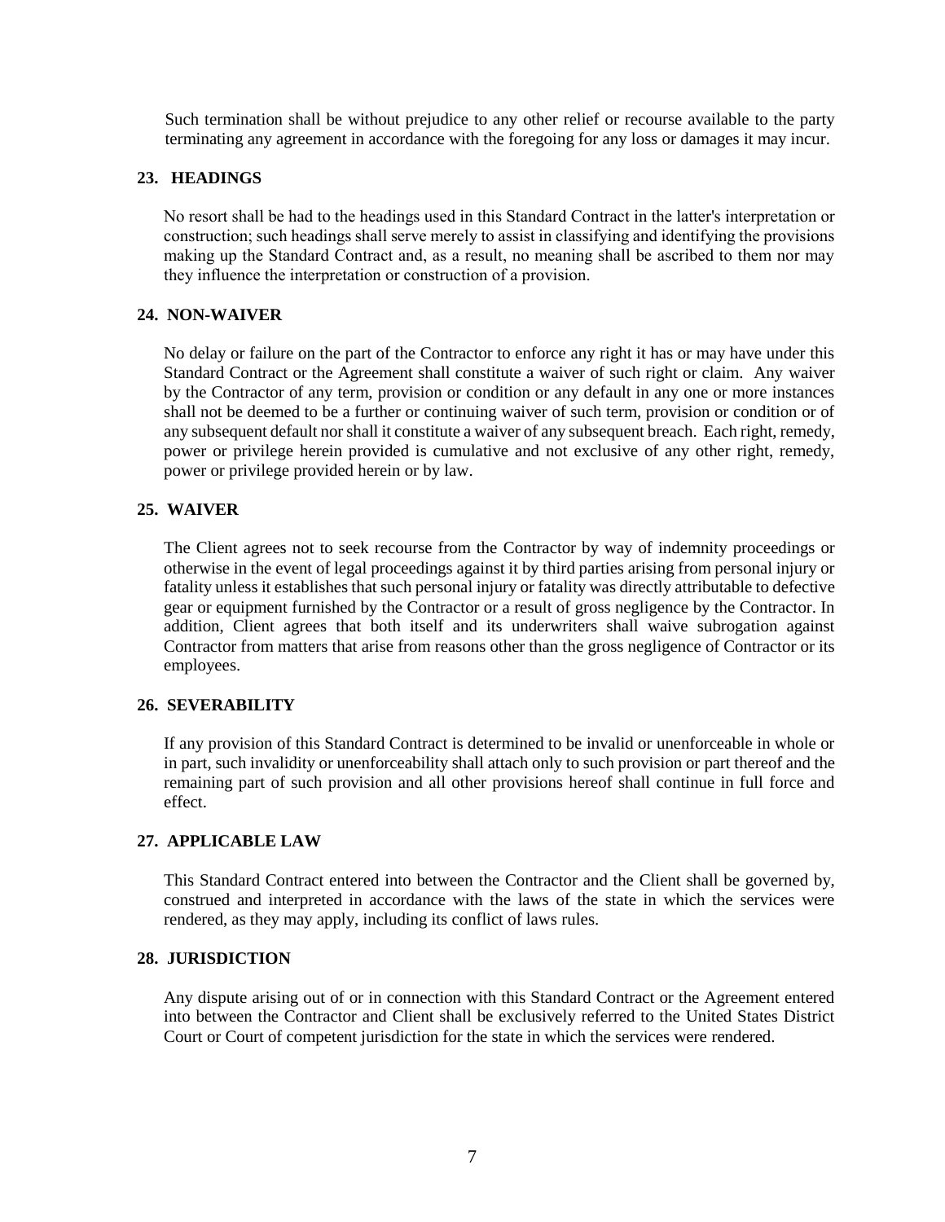Such termination shall be without prejudice to any other relief or recourse available to the party terminating any agreement in accordance with the foregoing for any loss or damages it may incur.

## 23. HEADINGS

No resort shall be had to the headings used in this Standard Contract in the latter's interpretation or construction; such headings shall serve merely to assist in classifying and identifying the provisions making up the Standard Contract and, as a result, no meaning shall be ascribed to them nor may they influence the interpretation or construction of a provision.

## 24. NON-WAIVER

No delay or failure on the part of the Contractor to enforce any right it has or may have under this Standard Contract or the Agreement shall constitute a waiver of such right or claim. Any waiver by the Contractor of any term, provision or condition or any default in any one or more instances shall not be deemed to be a further or continuing waiver of such term, provision or condition or of any subsequent default nor shall it constitute a waiver of any subsequent breach. Each right, remedy, power or privilege herein provided is cumulative and not exclusive of any other right, remedy, power or privilege provided herein or by law.

## 25. WAIVER

The Client agrees not to seek recourse from the Contractor by way of indemnity proceedings or otherwise in the event of legal proceedings against it by third parties arising from personal injury or fatality unless it establishes that such personal injury or fatality was directly attributable to defective gear or equipment furnished by the Contractor or a result of gross negligence by the Contractor. In addition, Client agrees that both itself and its underwriters shall waive subrogation against Contractor from matters that arise from reasons other than the gross negligence of Contractor or its employees.

## 26. SEVERABILITY

If any provision of this Standard Contract is determined to be invalid or unenforceable in whole or in part, such invalidity or unenforceability shall attach only to such provision or part thereof and the remaining part of such provision and all other provisions hereof shall continue in full force and effect.

## 27. APPLICABLE LAW

This Standard Contract entered into between the Contractor and the Client shall be governed by, construed and interpreted in accordance with the laws of the state in which the services were rendered, as they may apply, including its conflict of laws rules.

## 28. JURISDICTION

Any dispute arising out of or in connection with this Standard Contract or the Agreement entered into between the Contractor and Client shall be exclusively referred to the United States District Court or Court of competent jurisdiction for the state in which the services were rendered.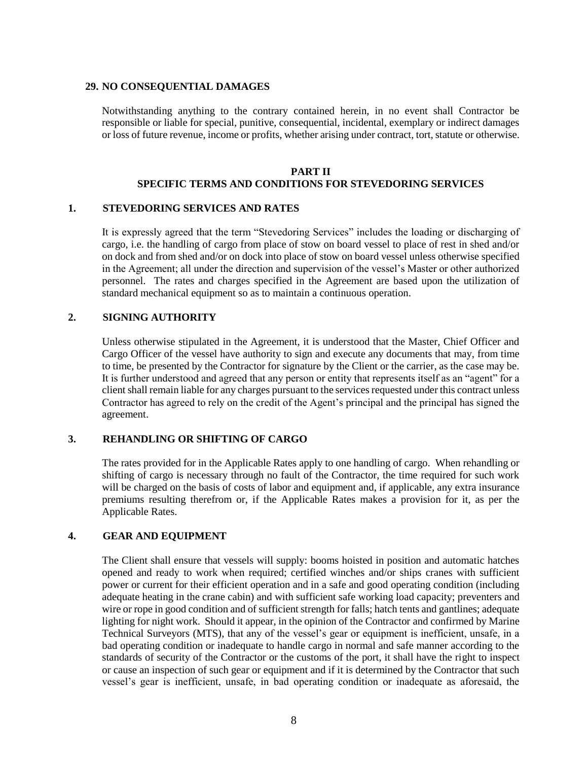## 29. NO CONSEQUENTIAL DAMAGES

Notwithstanding anything to the contrary contained herein, in no event shall Contractor be responsible or liable for special, punitive, consequential, incidental, exemplary or indirect damages or loss of future revenue, income or profits, whether arising under contract, tort, statute or otherwise.

# PART II
# SPECIFIC TERMS AND CONDITIONS FOR STEVEDORING SERVICES

## 1. STEVEDORING SERVICES AND RATES

It is expressly agreed that the term "Stevedoring Services" includes the loading or discharging of cargo, i.e. the handling of cargo from place of stow on board vessel to place of rest in shed and/or on dock and from shed and/or on dock into place of stow on board vessel unless otherwise specified in the Agreement; all under the direction and supervision of the vessel's Master or other authorized personnel. The rates and charges specified in the Agreement are based upon the utilization of standard mechanical equipment so as to maintain a continuous operation.

## 2. SIGNING AUTHORITY

Unless otherwise stipulated in the Agreement, it is understood that the Master, Chief Officer and Cargo Officer of the vessel have authority to sign and execute any documents that may, from time to time, be presented by the Contractor for signature by the Client or the carrier, as the case may be. It is further understood and agreed that any person or entity that represents itself as an "agent" for a client shall remain liable for any charges pursuant to the services requested under this contract unless Contractor has agreed to rely on the credit of the Agent's principal and the principal has signed the agreement.

## 3. REHANDLING OR SHIFTING OF CARGO

The rates provided for in the Applicable Rates apply to one handling of cargo. When rehandling or shifting of cargo is necessary through no fault of the Contractor, the time required for such work will be charged on the basis of costs of labor and equipment and, if applicable, any extra insurance premiums resulting therefrom or, if the Applicable Rates makes a provision for it, as per the Applicable Rates.

## 4. GEAR AND EQUIPMENT

The Client shall ensure that vessels will supply: booms hoisted in position and automatic hatches opened and ready to work when required; certified winches and/or ships cranes with sufficient power or current for their efficient operation and in a safe and good operating condition (including adequate heating in the crane cabin) and with sufficient safe working load capacity; preventers and wire or rope in good condition and of sufficient strength for falls; hatch tents and gantlines; adequate lighting for night work. Should it appear, in the opinion of the Contractor and confirmed by Marine Technical Surveyors (MTS), that any of the vessel's gear or equipment is inefficient, unsafe, in a bad operating condition or inadequate to handle cargo in normal and safe manner according to the standards of security of the Contractor or the customs of the port, it shall have the right to inspect or cause an inspection of such gear or equipment and if it is determined by the Contractor that such vessel's gear is inefficient, unsafe, in bad operating condition or inadequate as aforesaid, the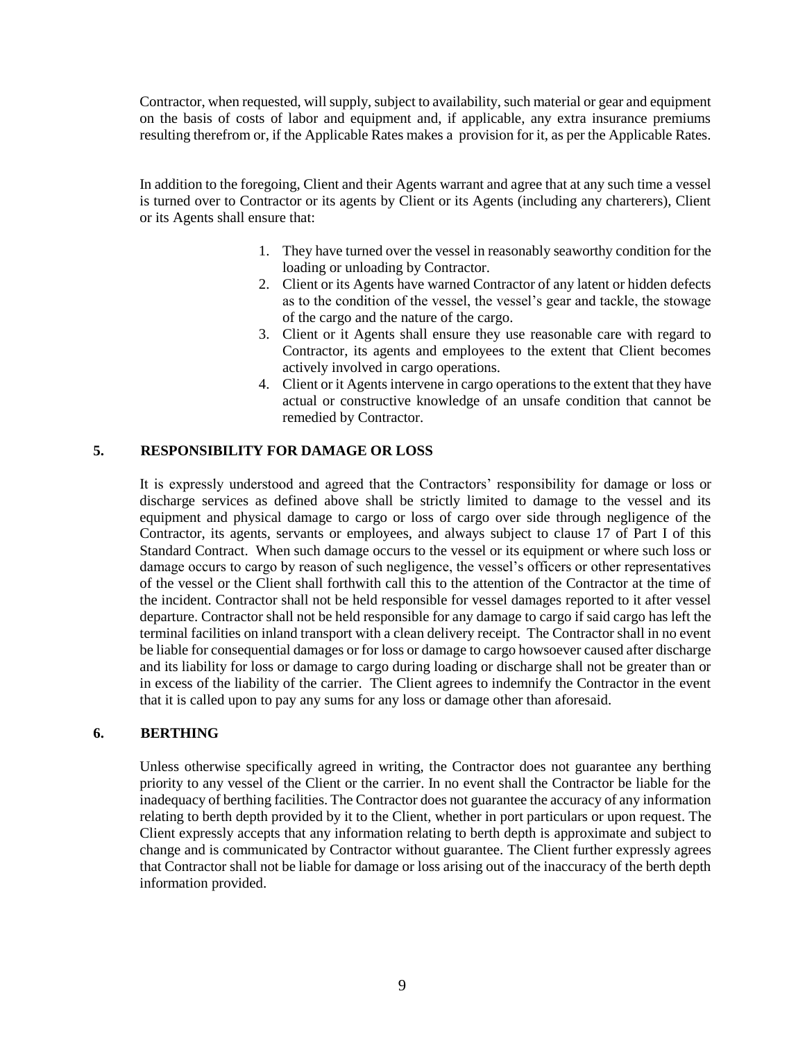Contractor, when requested, will supply, subject to availability, such material or gear and equipment on the basis of costs of labor and equipment and, if applicable, any extra insurance premiums resulting therefrom or, if the Applicable Rates makes a provision for it, as per the Applicable Rates.

In addition to the foregoing, Client and their Agents warrant and agree that at any such time a vessel is turned over to Contractor or its agents by Client or its Agents (including any charterers), Client or its Agents shall ensure that:

1. They have turned over the vessel in reasonably seaworthy condition for the loading or unloading by Contractor.
2. Client or its Agents have warned Contractor of any latent or hidden defects as to the condition of the vessel, the vessel's gear and tackle, the stowage of the cargo and the nature of the cargo.
3. Client or it Agents shall ensure they use reasonable care with regard to Contractor, its agents and employees to the extent that Client becomes actively involved in cargo operations.
4. Client or it Agents intervene in cargo operations to the extent that they have actual or constructive knowledge of an unsafe condition that cannot be remedied by Contractor.

## 5. RESPONSIBILITY FOR DAMAGE OR LOSS

It is expressly understood and agreed that the Contractors' responsibility for damage or loss or discharge services as defined above shall be strictly limited to damage to the vessel and its equipment and physical damage to cargo or loss of cargo over side through negligence of the Contractor, its agents, servants or employees, and always subject to clause 17 of Part I of this Standard Contract. When such damage occurs to the vessel or its equipment or where such loss or damage occurs to cargo by reason of such negligence, the vessel's officers or other representatives of the vessel or the Client shall forthwith call this to the attention of the Contractor at the time of the incident. Contractor shall not be held responsible for vessel damages reported to it after vessel departure. Contractor shall not be held responsible for any damage to cargo if said cargo has left the terminal facilities on inland transport with a clean delivery receipt. The Contractor shall in no event be liable for consequential damages or for loss or damage to cargo howsoever caused after discharge and its liability for loss or damage to cargo during loading or discharge shall not be greater than or in excess of the liability of the carrier. The Client agrees to indemnify the Contractor in the event that it is called upon to pay any sums for any loss or damage other than aforesaid.

## 6. BERTHING

Unless otherwise specifically agreed in writing, the Contractor does not guarantee any berthing priority to any vessel of the Client or the carrier. In no event shall the Contractor be liable for the inadequacy of berthing facilities. The Contractor does not guarantee the accuracy of any information relating to berth depth provided by it to the Client, whether in port particulars or upon request. The Client expressly accepts that any information relating to berth depth is approximate and subject to change and is communicated by Contractor without guarantee. The Client further expressly agrees that Contractor shall not be liable for damage or loss arising out of the inaccuracy of the berth depth information provided.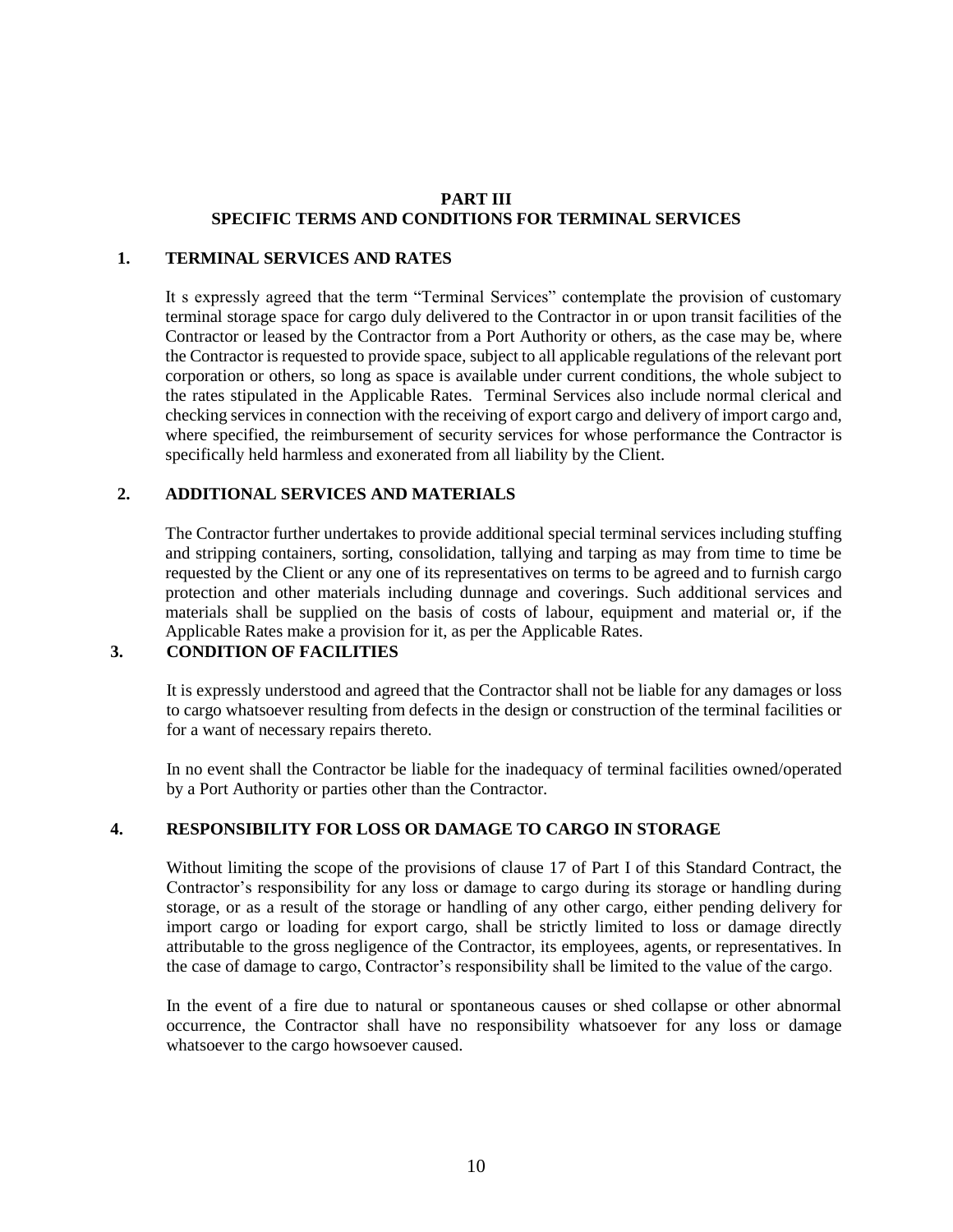# PART III
## SPECIFIC TERMS AND CONDITIONS FOR TERMINAL SERVICES

### 1. TERMINAL SERVICES AND RATES

It s expressly agreed that the term "Terminal Services" contemplate the provision of customary terminal storage space for cargo duly delivered to the Contractor in or upon transit facilities of the Contractor or leased by the Contractor from a Port Authority or others, as the case may be, where the Contractor is requested to provide space, subject to all applicable regulations of the relevant port corporation or others, so long as space is available under current conditions, the whole subject to the rates stipulated in the Applicable Rates. Terminal Services also include normal clerical and checking services in connection with the receiving of export cargo and delivery of import cargo and, where specified, the reimbursement of security services for whose performance the Contractor is specifically held harmless and exonerated from all liability by the Client.

### 2. ADDITIONAL SERVICES AND MATERIALS

The Contractor further undertakes to provide additional special terminal services including stuffing and stripping containers, sorting, consolidation, tallying and tarping as may from time to time be requested by the Client or any one of its representatives on terms to be agreed and to furnish cargo protection and other materials including dunnage and coverings. Such additional services and materials shall be supplied on the basis of costs of labour, equipment and material or, if the Applicable Rates make a provision for it, as per the Applicable Rates.

### 3. CONDITION OF FACILITIES

It is expressly understood and agreed that the Contractor shall not be liable for any damages or loss to cargo whatsoever resulting from defects in the design or construction of the terminal facilities or for a want of necessary repairs thereto.

In no event shall the Contractor be liable for the inadequacy of terminal facilities owned/operated by a Port Authority or parties other than the Contractor.

### 4. RESPONSIBILITY FOR LOSS OR DAMAGE TO CARGO IN STORAGE

Without limiting the scope of the provisions of clause 17 of Part I of this Standard Contract, the Contractor's responsibility for any loss or damage to cargo during its storage or handling during storage, or as a result of the storage or handling of any other cargo, either pending delivery for import cargo or loading for export cargo, shall be strictly limited to loss or damage directly attributable to the gross negligence of the Contractor, its employees, agents, or representatives. In the case of damage to cargo, Contractor's responsibility shall be limited to the value of the cargo.

In the event of a fire due to natural or spontaneous causes or shed collapse or other abnormal occurrence, the Contractor shall have no responsibility whatsoever for any loss or damage whatsoever to the cargo howsoever caused.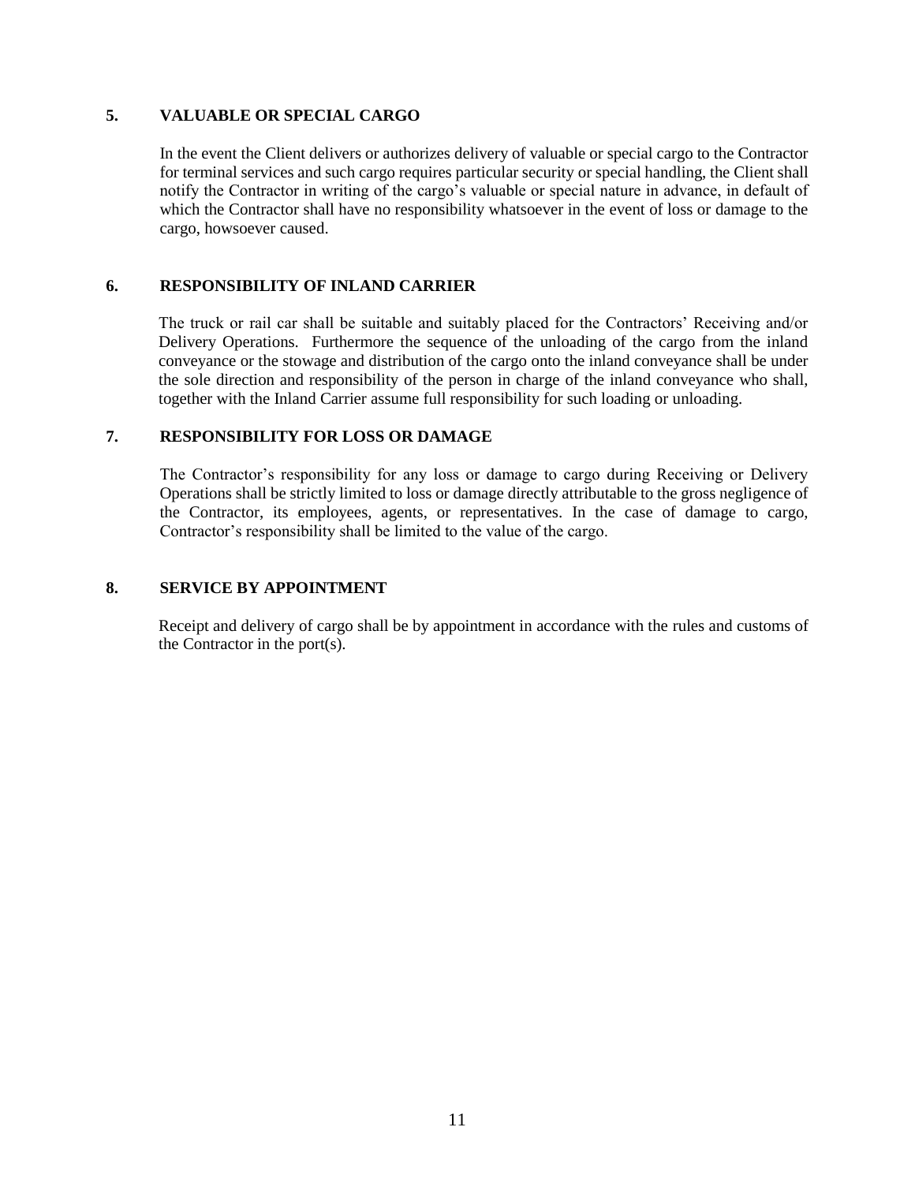## 5. VALUABLE OR SPECIAL CARGO

In the event the Client delivers or authorizes delivery of valuable or special cargo to the Contractor for terminal services and such cargo requires particular security or special handling, the Client shall notify the Contractor in writing of the cargo's valuable or special nature in advance, in default of which the Contractor shall have no responsibility whatsoever in the event of loss or damage to the cargo, howsoever caused.

## 6. RESPONSIBILITY OF INLAND CARRIER

The truck or rail car shall be suitable and suitably placed for the Contractors' Receiving and/or Delivery Operations. Furthermore the sequence of the unloading of the cargo from the inland conveyance or the stowage and distribution of the cargo onto the inland conveyance shall be under the sole direction and responsibility of the person in charge of the inland conveyance who shall, together with the Inland Carrier assume full responsibility for such loading or unloading.

## 7. RESPONSIBILITY FOR LOSS OR DAMAGE

The Contractor's responsibility for any loss or damage to cargo during Receiving or Delivery Operations shall be strictly limited to loss or damage directly attributable to the gross negligence of the Contractor, its employees, agents, or representatives. In the case of damage to cargo, Contractor's responsibility shall be limited to the value of the cargo.

## 8. SERVICE BY APPOINTMENT

Receipt and delivery of cargo shall be by appointment in accordance with the rules and customs of the Contractor in the port(s).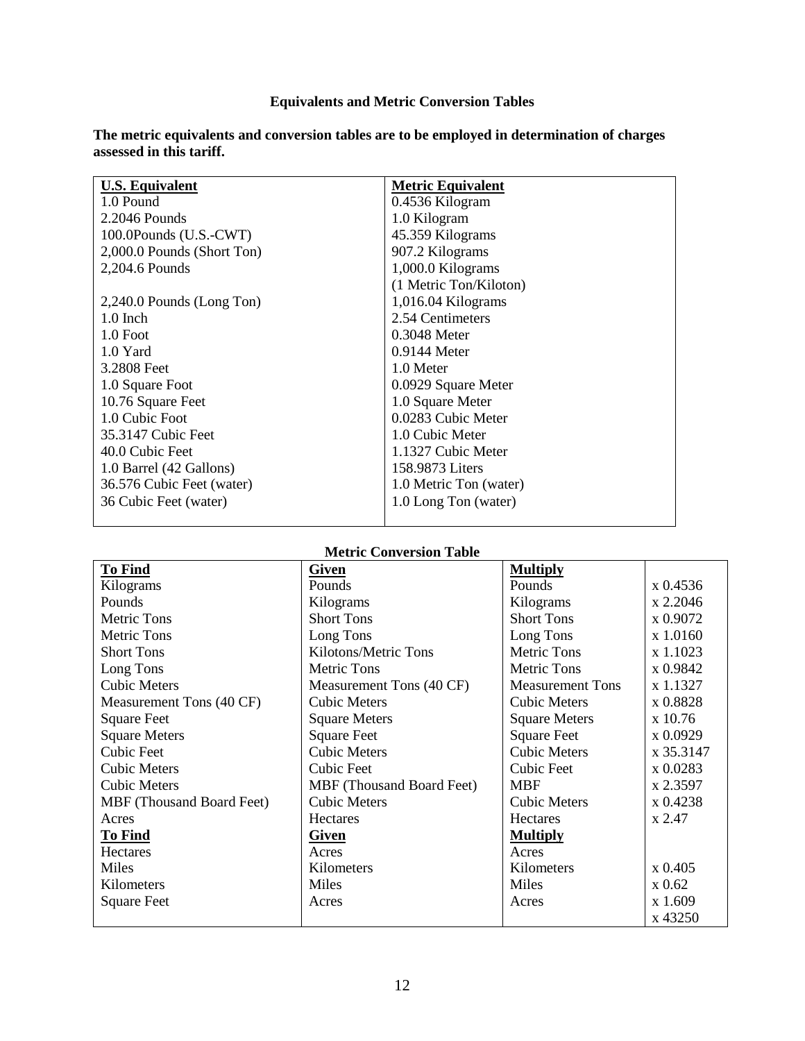# Equivalents and Metric Conversion Tables

**The metric equivalents and conversion tables are to be employed in determination of charges assessed in this tariff.**

| U.S. Equivalent | Metric Equivalent |
|---|---|
| 1.0 Pound | 0.4536 Kilogram |
| 2.2046 Pounds | 1.0 Kilogram |
| 100.0Pounds (U.S.-CWT) | 45.359 Kilograms |
| 2,000.0 Pounds (Short Ton) | 907.2 Kilograms |
| 2,204.6 Pounds | 1,000.0 Kilograms |
| | (1 Metric Ton/Kiloton) |
| 2,240.0 Pounds (Long Ton) | 1,016.04 Kilograms |
| 1.0 Inch | 2.54 Centimeters |
| 1.0 Foot | 0.3048 Meter |
| 1.0 Yard | 0.9144 Meter |
| 3.2808 Feet | 1.0 Meter |
| 1.0 Square Foot | 0.0929 Square Meter |
| 10.76 Square Feet | 1.0 Square Meter |
| 1.0 Cubic Foot | 0.0283 Cubic Meter |
| 35.3147 Cubic Feet | 1.0 Cubic Meter |
| 40.0 Cubic Feet | 1.1327 Cubic Meter |
| 1.0 Barrel (42 Gallons) | 158.9873 Liters |
| 36.576 Cubic Feet (water) | 1.0 Metric Ton (water) |
| 36 Cubic Feet (water) | 1.0 Long Ton (water) |

**Metric Conversion Table**

| To Find | Given | Multiply | |
|---|---|---|---|
| Kilograms | Pounds | Pounds | x 0.4536 |
| Pounds | Kilograms | Kilograms | x 2.2046 |
| Metric Tons | Short Tons | Short Tons | x 0.9072 |
| Metric Tons | Long Tons | Long Tons | x 1.0160 |
| Short Tons | Kilotons/Metric Tons | Metric Tons | x 1.1023 |
| Long Tons | Metric Tons | Metric Tons | x 0.9842 |
| Cubic Meters | Measurement Tons (40 CF) | Measurement Tons | x 1.1327 |
| Measurement Tons (40 CF) | Cubic Meters | Cubic Meters | x 0.8828 |
| Square Feet | Square Meters | Square Meters | x 10.76 |
| Square Meters | Square Feet | Square Feet | x 0.0929 |
| Cubic Feet | Cubic Meters | Cubic Meters | x 35.3147 |
| Cubic Meters | Cubic Feet | Cubic Feet | x 0.0283 |
| Cubic Meters | MBF (Thousand Board Feet) | MBF | x 2.3597 |
| MBF (Thousand Board Feet) | Cubic Meters | Cubic Meters | x 0.4238 |
| Acres | Hectares | Hectares | x 2.47 |
| **To Find** | **Given** | **Multiply** | |
| Hectares | Acres | Acres | |
| Miles | Kilometers | Kilometers | x 0.405 |
| Kilometers | Miles | Miles | x 0.62 |
| Square Feet | Acres | Acres | x 1.609 |
| | | | x 43250 |